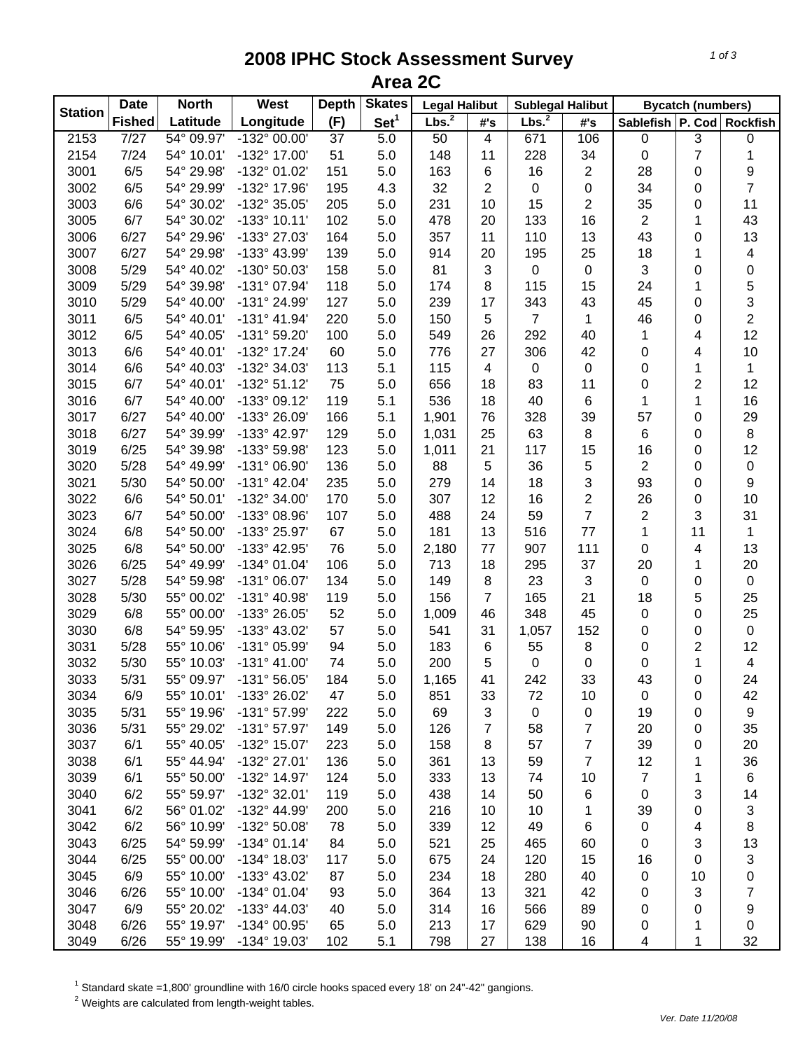# 2008 IPHC Stock Assessment Survey
## Area 2C

| Station | Date Fished | North Latitude | West Longitude | Depth (F) | Skates Set[1] | Legal Halibut | | Sublegal Halibut | | Bycatch (numbers) | | |
|---|---|---|---|---|---|---|---|---|---|---|---|---|
| | | | | | | Lbs.[2] | #'s | Lbs.[2] | #'s | Sablefish | P. Cod | Rockfish |
| 2153 | 7/27 | 54° 09.97' | -132° 00.00' | 37 | 5.0 | 50 | 4 | 671 | 106 | 0 | 3 | 0 |
| 2154 | 7/24 | 54° 10.01' | -132° 17.00' | 51 | 5.0 | 148 | 11 | 228 | 34 | 0 | 7 | 1 |
| 3001 | 6/5 | 54° 29.98' | -132° 01.02' | 151 | 5.0 | 163 | 6 | 16 | 2 | 28 | 0 | 9 |
| 3002 | 6/5 | 54° 29.99' | -132° 17.96' | 195 | 4.3 | 32 | 2 | 0 | 0 | 34 | 0 | 7 |
| 3003 | 6/6 | 54° 30.02' | -132° 35.05' | 205 | 5.0 | 231 | 10 | 15 | 2 | 35 | 0 | 11 |
| 3005 | 6/7 | 54° 30.02' | -133° 10.11' | 102 | 5.0 | 478 | 20 | 133 | 16 | 2 | 1 | 43 |
| 3006 | 6/27 | 54° 29.96' | -133° 27.03' | 164 | 5.0 | 357 | 11 | 110 | 13 | 43 | 0 | 13 |
| 3007 | 6/27 | 54° 29.98' | -133° 43.99' | 139 | 5.0 | 914 | 20 | 195 | 25 | 18 | 1 | 4 |
| 3008 | 5/29 | 54° 40.02' | -130° 50.03' | 158 | 5.0 | 81 | 3 | 0 | 0 | 3 | 0 | 0 |
| 3009 | 5/29 | 54° 39.98' | -131° 07.94' | 118 | 5.0 | 174 | 8 | 115 | 15 | 24 | 1 | 5 |
| 3010 | 5/29 | 54° 40.00' | -131° 24.99' | 127 | 5.0 | 239 | 17 | 343 | 43 | 45 | 0 | 3 |
| 3011 | 6/5 | 54° 40.01' | -131° 41.94' | 220 | 5.0 | 150 | 5 | 7 | 1 | 46 | 0 | 2 |
| 3012 | 6/5 | 54° 40.05' | -131° 59.20' | 100 | 5.0 | 549 | 26 | 292 | 40 | 1 | 4 | 12 |
| 3013 | 6/6 | 54° 40.01' | -132° 17.24' | 60 | 5.0 | 776 | 27 | 306 | 42 | 0 | 4 | 10 |
| 3014 | 6/6 | 54° 40.03' | -132° 34.03' | 113 | 5.1 | 115 | 4 | 0 | 0 | 0 | 1 | 1 |
| 3015 | 6/7 | 54° 40.01' | -132° 51.12' | 75 | 5.0 | 656 | 18 | 83 | 11 | 0 | 2 | 12 |
| 3016 | 6/7 | 54° 40.00' | -133° 09.12' | 119 | 5.1 | 536 | 18 | 40 | 6 | 1 | 1 | 16 |
| 3017 | 6/27 | 54° 40.00' | -133° 26.09' | 166 | 5.1 | 1,901 | 76 | 328 | 39 | 57 | 0 | 29 |
| 3018 | 6/27 | 54° 39.99' | -133° 42.97' | 129 | 5.0 | 1,031 | 25 | 63 | 8 | 6 | 0 | 8 |
| 3019 | 6/25 | 54° 39.98' | -133° 59.98' | 123 | 5.0 | 1,011 | 21 | 117 | 15 | 16 | 0 | 12 |
| 3020 | 5/28 | 54° 49.99' | -131° 06.90' | 136 | 5.0 | 88 | 5 | 36 | 5 | 2 | 0 | 0 |
| 3021 | 5/30 | 54° 50.00' | -131° 42.04' | 235 | 5.0 | 279 | 14 | 18 | 3 | 93 | 0 | 9 |
| 3022 | 6/6 | 54° 50.01' | -132° 34.00' | 170 | 5.0 | 307 | 12 | 16 | 2 | 26 | 0 | 10 |
| 3023 | 6/7 | 54° 50.00' | -133° 08.96' | 107 | 5.0 | 488 | 24 | 59 | 7 | 2 | 3 | 31 |
| 3024 | 6/8 | 54° 50.00' | -133° 25.97' | 67 | 5.0 | 181 | 13 | 516 | 77 | 1 | 11 | 1 |
| 3025 | 6/8 | 54° 50.00' | -133° 42.95' | 76 | 5.0 | 2,180 | 77 | 907 | 111 | 0 | 4 | 13 |
| 3026 | 6/25 | 54° 49.99' | -134° 01.04' | 106 | 5.0 | 713 | 18 | 295 | 37 | 20 | 1 | 20 |
| 3027 | 5/28 | 54° 59.98' | -131° 06.07' | 134 | 5.0 | 149 | 8 | 23 | 3 | 0 | 0 | 0 |
| 3028 | 5/30 | 55° 00.02' | -131° 40.98' | 119 | 5.0 | 156 | 7 | 165 | 21 | 18 | 5 | 25 |
| 3029 | 6/8 | 55° 00.00' | -133° 26.05' | 52 | 5.0 | 1,009 | 46 | 348 | 45 | 0 | 0 | 25 |
| 3030 | 6/8 | 54° 59.95' | -133° 43.02' | 57 | 5.0 | 541 | 31 | 1,057 | 152 | 0 | 0 | 0 |
| 3031 | 5/28 | 55° 10.06' | -131° 05.99' | 94 | 5.0 | 183 | 6 | 55 | 8 | 0 | 2 | 12 |
| 3032 | 5/30 | 55° 10.03' | -131° 41.00' | 74 | 5.0 | 200 | 5 | 0 | 0 | 0 | 1 | 4 |
| 3033 | 5/31 | 55° 09.97' | -131° 56.05' | 184 | 5.0 | 1,165 | 41 | 242 | 33 | 43 | 0 | 24 |
| 3034 | 6/9 | 55° 10.01' | -133° 26.02' | 47 | 5.0 | 851 | 33 | 72 | 10 | 0 | 0 | 42 |
| 3035 | 5/31 | 55° 19.96' | -131° 57.99' | 222 | 5.0 | 69 | 3 | 0 | 0 | 19 | 0 | 9 |
| 3036 | 5/31 | 55° 29.02' | -131° 57.97' | 149 | 5.0 | 126 | 7 | 58 | 7 | 20 | 0 | 35 |
| 3037 | 6/1 | 55° 40.05' | -132° 15.07' | 223 | 5.0 | 158 | 8 | 57 | 7 | 39 | 0 | 20 |
| 3038 | 6/1 | 55° 44.94' | -132° 27.01' | 136 | 5.0 | 361 | 13 | 59 | 7 | 12 | 1 | 36 |
| 3039 | 6/1 | 55° 50.00' | -132° 14.97' | 124 | 5.0 | 333 | 13 | 74 | 10 | 7 | 1 | 6 |
| 3040 | 6/2 | 55° 59.97' | -132° 32.01' | 119 | 5.0 | 438 | 14 | 50 | 6 | 0 | 3 | 14 |
| 3041 | 6/2 | 56° 01.02' | -132° 44.99' | 200 | 5.0 | 216 | 10 | 10 | 1 | 39 | 0 | 3 |
| 3042 | 6/2 | 56° 10.99' | -132° 50.08' | 78 | 5.0 | 339 | 12 | 49 | 6 | 0 | 4 | 8 |
| 3043 | 6/25 | 54° 59.99' | -134° 01.14' | 84 | 5.0 | 521 | 25 | 465 | 60 | 0 | 3 | 13 |
| 3044 | 6/25 | 55° 00.00' | -134° 18.03' | 117 | 5.0 | 675 | 24 | 120 | 15 | 16 | 0 | 3 |
| 3045 | 6/9 | 55° 10.00' | -133° 43.02' | 87 | 5.0 | 234 | 18 | 280 | 40 | 0 | 10 | 0 |
| 3046 | 6/26 | 55° 10.00' | -134° 01.04' | 93 | 5.0 | 364 | 13 | 321 | 42 | 0 | 3 | 7 |
| 3047 | 6/9 | 55° 20.02' | -133° 44.03' | 40 | 5.0 | 314 | 16 | 566 | 89 | 0 | 0 | 9 |
| 3048 | 6/26 | 55° 19.97' | -134° 00.95' | 65 | 5.0 | 213 | 17 | 629 | 90 | 0 | 1 | 0 |
| 3049 | 6/26 | 55° 19.99' | -134° 19.03' | 102 | 5.1 | 798 | 27 | 138 | 16 | 4 | 1 | 32 |

[1] Standard skate =1,800' groundline with 16/0 circle hooks spaced every 18' on 24"-42" gangions.
[2] Weights are calculated from length-weight tables.

*Ver. Date 11/20/08*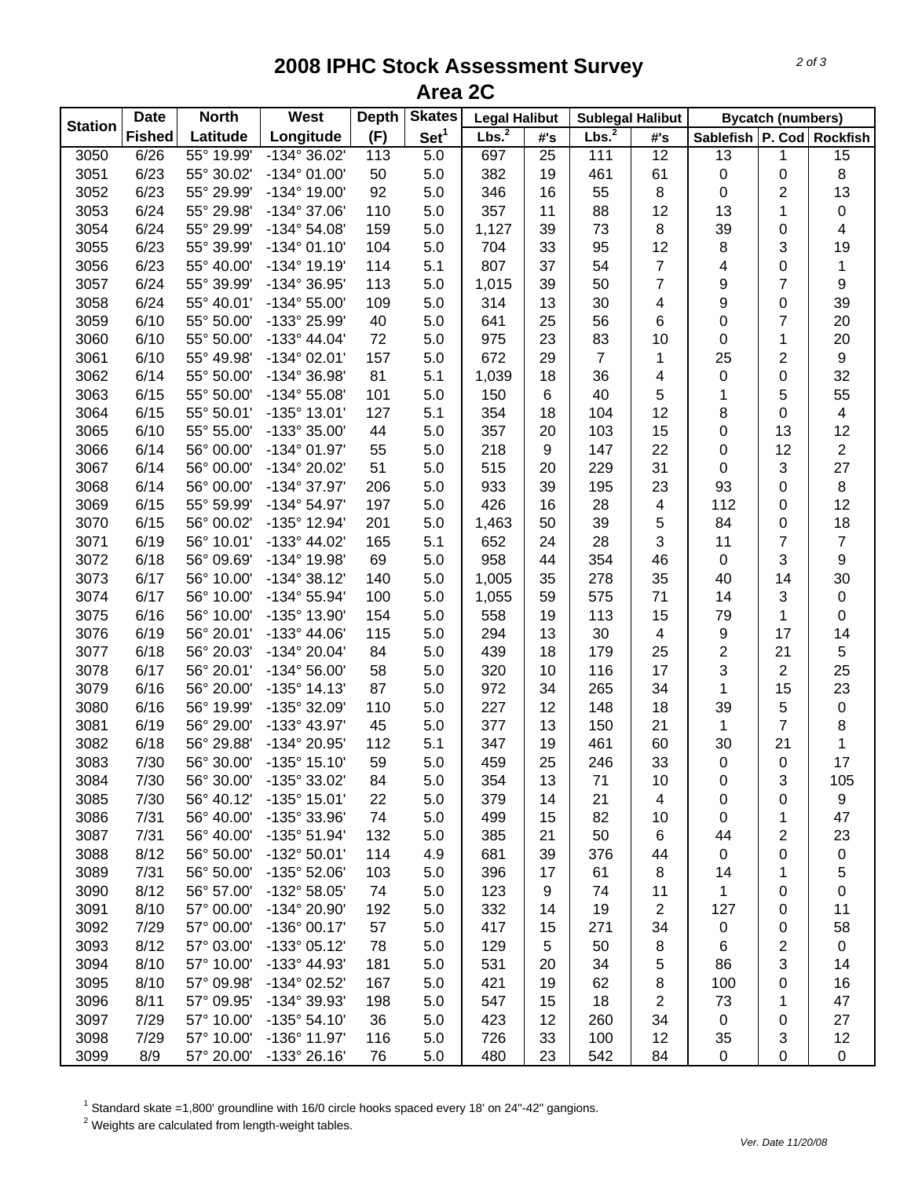# 2008 IPHC Stock Assessment Survey
## Area 2C

| Station | Date Fished | North Latitude | West Longitude | Depth (F) | Skates Set[1] | Legal Halibut Lbs.[2] | Legal Halibut #'s | Sublegal Halibut Lbs.[2] | Sublegal Halibut #'s | Bycatch (numbers) Sablefish | Bycatch (numbers) P. Cod | Bycatch (numbers) Rockfish |
|---|---|---|---|---|---|---|---|---|---|---|---|---|
| 3050 | 6/26 | 55° 19.99' | -134° 36.02' | 113 | 5.0 | 697 | 25 | 111 | 12 | 13 | 1 | 15 |
| 3051 | 6/23 | 55° 30.02' | -134° 01.00' | 50 | 5.0 | 382 | 19 | 461 | 61 | 0 | 0 | 8 |
| 3052 | 6/23 | 55° 29.99' | -134° 19.00' | 92 | 5.0 | 346 | 16 | 55 | 8 | 0 | 2 | 13 |
| 3053 | 6/24 | 55° 29.98' | -134° 37.06' | 110 | 5.0 | 357 | 11 | 88 | 12 | 13 | 1 | 0 |
| 3054 | 6/24 | 55° 29.99' | -134° 54.08' | 159 | 5.0 | 1,127 | 39 | 73 | 8 | 39 | 0 | 4 |
| 3055 | 6/23 | 55° 39.99' | -134° 01.10' | 104 | 5.0 | 704 | 33 | 95 | 12 | 8 | 3 | 19 |
| 3056 | 6/23 | 55° 40.00' | -134° 19.19' | 114 | 5.1 | 807 | 37 | 54 | 7 | 4 | 0 | 1 |
| 3057 | 6/24 | 55° 39.99' | -134° 36.95' | 113 | 5.0 | 1,015 | 39 | 50 | 7 | 9 | 7 | 9 |
| 3058 | 6/24 | 55° 40.01' | -134° 55.00' | 109 | 5.0 | 314 | 13 | 30 | 4 | 9 | 0 | 39 |
| 3059 | 6/10 | 55° 50.00' | -133° 25.99' | 40 | 5.0 | 641 | 25 | 56 | 6 | 0 | 7 | 20 |
| 3060 | 6/10 | 55° 50.00' | -133° 44.04' | 72 | 5.0 | 975 | 23 | 83 | 10 | 0 | 1 | 20 |
| 3061 | 6/10 | 55° 49.98' | -134° 02.01' | 157 | 5.0 | 672 | 29 | 7 | 1 | 25 | 2 | 9 |
| 3062 | 6/14 | 55° 50.00' | -134° 36.98' | 81 | 5.1 | 1,039 | 18 | 36 | 4 | 0 | 0 | 32 |
| 3063 | 6/15 | 55° 50.00' | -134° 55.08' | 101 | 5.0 | 150 | 6 | 40 | 5 | 1 | 5 | 55 |
| 3064 | 6/15 | 55° 50.01' | -135° 13.01' | 127 | 5.1 | 354 | 18 | 104 | 12 | 8 | 0 | 4 |
| 3065 | 6/10 | 55° 55.00' | -133° 35.00' | 44 | 5.0 | 357 | 20 | 103 | 15 | 0 | 13 | 12 |
| 3066 | 6/14 | 56° 00.00' | -134° 01.97' | 55 | 5.0 | 218 | 9 | 147 | 22 | 0 | 12 | 2 |
| 3067 | 6/14 | 56° 00.00' | -134° 20.02' | 51 | 5.0 | 515 | 20 | 229 | 31 | 0 | 3 | 27 |
| 3068 | 6/14 | 56° 00.00' | -134° 37.97' | 206 | 5.0 | 933 | 39 | 195 | 23 | 93 | 0 | 8 |
| 3069 | 6/15 | 55° 59.99' | -134° 54.97' | 197 | 5.0 | 426 | 16 | 28 | 4 | 112 | 0 | 12 |
| 3070 | 6/15 | 56° 00.02' | -135° 12.94' | 201 | 5.0 | 1,463 | 50 | 39 | 5 | 84 | 0 | 18 |
| 3071 | 6/19 | 56° 10.01' | -133° 44.02' | 165 | 5.1 | 652 | 24 | 28 | 3 | 11 | 7 | 7 |
| 3072 | 6/18 | 56° 09.69' | -134° 19.98' | 69 | 5.0 | 958 | 44 | 354 | 46 | 0 | 3 | 9 |
| 3073 | 6/17 | 56° 10.00' | -134° 38.12' | 140 | 5.0 | 1,005 | 35 | 278 | 35 | 40 | 14 | 30 |
| 3074 | 6/17 | 56° 10.00' | -134° 55.94' | 100 | 5.0 | 1,055 | 59 | 575 | 71 | 14 | 3 | 0 |
| 3075 | 6/16 | 56° 10.00' | -135° 13.90' | 154 | 5.0 | 558 | 19 | 113 | 15 | 79 | 1 | 0 |
| 3076 | 6/19 | 56° 20.01' | -133° 44.06' | 115 | 5.0 | 294 | 13 | 30 | 4 | 9 | 17 | 14 |
| 3077 | 6/18 | 56° 20.03' | -134° 20.04' | 84 | 5.0 | 439 | 18 | 179 | 25 | 2 | 21 | 5 |
| 3078 | 6/17 | 56° 20.01' | -134° 56.00' | 58 | 5.0 | 320 | 10 | 116 | 17 | 3 | 2 | 25 |
| 3079 | 6/16 | 56° 20.00' | -135° 14.13' | 87 | 5.0 | 972 | 34 | 265 | 34 | 1 | 15 | 23 |
| 3080 | 6/16 | 56° 19.99' | -135° 32.09' | 110 | 5.0 | 227 | 12 | 148 | 18 | 39 | 5 | 0 |
| 3081 | 6/19 | 56° 29.00' | -133° 43.97' | 45 | 5.0 | 377 | 13 | 150 | 21 | 1 | 7 | 8 |
| 3082 | 6/18 | 56° 29.88' | -134° 20.95' | 112 | 5.1 | 347 | 19 | 461 | 60 | 30 | 21 | 1 |
| 3083 | 7/30 | 56° 30.00' | -135° 15.10' | 59 | 5.0 | 459 | 25 | 246 | 33 | 0 | 0 | 17 |
| 3084 | 7/30 | 56° 30.00' | -135° 33.02' | 84 | 5.0 | 354 | 13 | 71 | 10 | 0 | 3 | 105 |
| 3085 | 7/30 | 56° 40.12' | -135° 15.01' | 22 | 5.0 | 379 | 14 | 21 | 4 | 0 | 0 | 9 |
| 3086 | 7/31 | 56° 40.00' | -135° 33.96' | 74 | 5.0 | 499 | 15 | 82 | 10 | 0 | 1 | 47 |
| 3087 | 7/31 | 56° 40.00' | -135° 51.94' | 132 | 5.0 | 385 | 21 | 50 | 6 | 44 | 2 | 23 |
| 3088 | 8/12 | 56° 50.00' | -132° 50.01' | 114 | 4.9 | 681 | 39 | 376 | 44 | 0 | 0 | 0 |
| 3089 | 7/31 | 56° 50.00' | -135° 52.06' | 103 | 5.0 | 396 | 17 | 61 | 8 | 14 | 1 | 5 |
| 3090 | 8/12 | 56° 57.00' | -132° 58.05' | 74 | 5.0 | 123 | 9 | 74 | 11 | 1 | 0 | 0 |
| 3091 | 8/10 | 57° 00.00' | -134° 20.90' | 192 | 5.0 | 332 | 14 | 19 | 2 | 127 | 0 | 11 |
| 3092 | 7/29 | 57° 00.00' | -136° 00.17' | 57 | 5.0 | 417 | 15 | 271 | 34 | 0 | 0 | 58 |
| 3093 | 8/12 | 57° 03.00' | -133° 05.12' | 78 | 5.0 | 129 | 5 | 50 | 8 | 6 | 2 | 0 |
| 3094 | 8/10 | 57° 10.00' | -133° 44.93' | 181 | 5.0 | 531 | 20 | 34 | 5 | 86 | 3 | 14 |
| 3095 | 8/10 | 57° 09.98' | -134° 02.52' | 167 | 5.0 | 421 | 19 | 62 | 8 | 100 | 0 | 16 |
| 3096 | 8/11 | 57° 09.95' | -134° 39.93' | 198 | 5.0 | 547 | 15 | 18 | 2 | 73 | 1 | 47 |
| 3097 | 7/29 | 57° 10.00' | -135° 54.10' | 36 | 5.0 | 423 | 12 | 260 | 34 | 0 | 0 | 27 |
| 3098 | 7/29 | 57° 10.00' | -136° 11.97' | 116 | 5.0 | 726 | 33 | 100 | 12 | 35 | 3 | 12 |
| 3099 | 8/9 | 57° 20.00' | -133° 26.16' | 76 | 5.0 | 480 | 23 | 542 | 84 | 0 | 0 | 0 |

[1] Standard skate =1,800' groundline with 16/0 circle hooks spaced every 18' on 24"-42" gangions.

[2] Weights are calculated from length-weight tables.

*Ver. Date 11/20/08*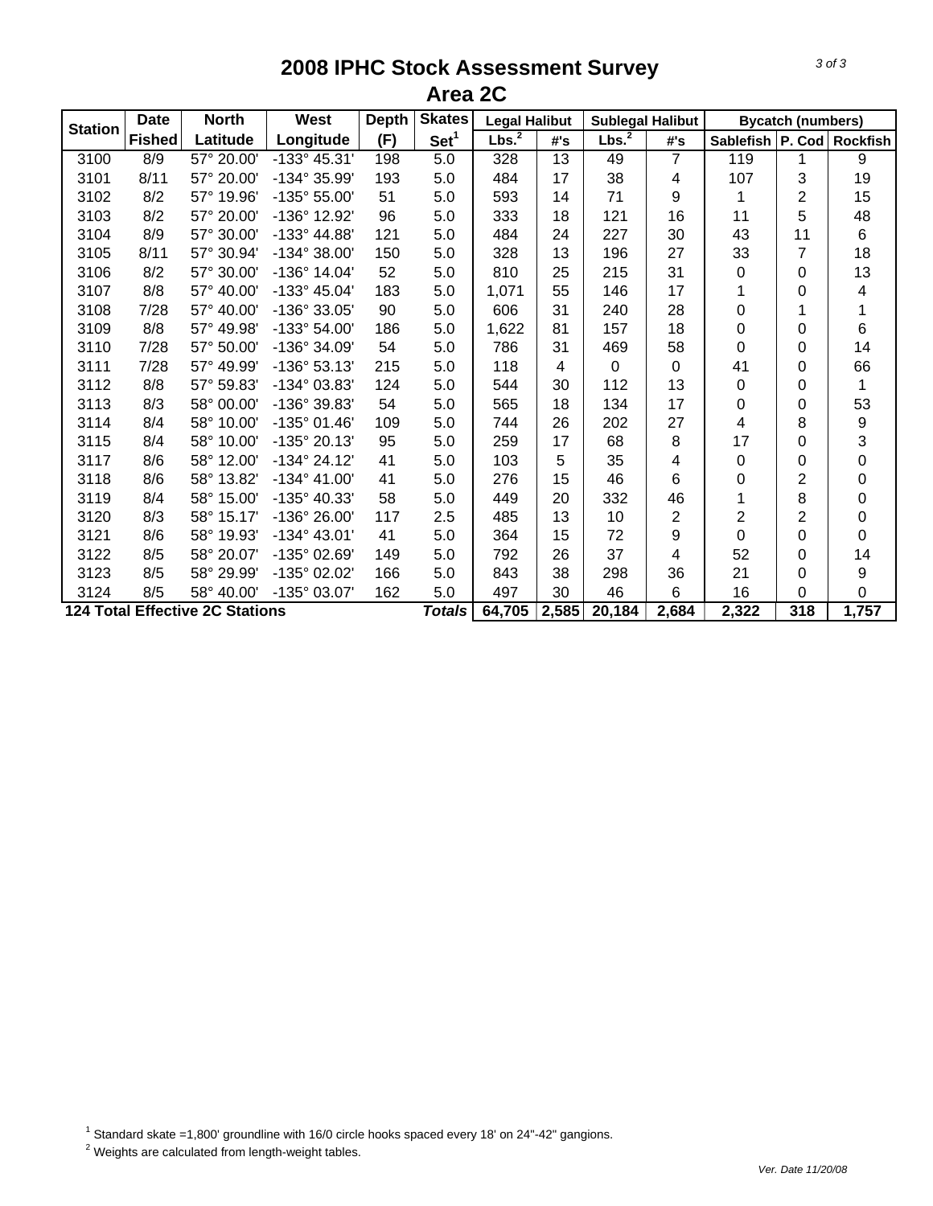# 2008 IPHC Stock Assessment Survey
## Area 2C

| Station | Date | North | West | Depth | Skates | Legal Halibut | | Sublegal Halibut | | Bycatch (numbers) | | |
|---|---|---|---|---|---|---|---|---|---|---|---|---|
| | Fished | Latitude | Longitude | (F) | Set[1] | Lbs.[2] | #'s | Lbs.[2] | #'s | Sablefish | P. Cod | Rockfish |
| 3100 | 8/9 | 57° 20.00' | -133° 45.31' | 198 | 5.0 | 328 | 13 | 49 | 7 | 119 | 1 | 9 |
| 3101 | 8/11 | 57° 20.00' | -134° 35.99' | 193 | 5.0 | 484 | 17 | 38 | 4 | 107 | 3 | 19 |
| 3102 | 8/2 | 57° 19.96' | -135° 55.00' | 51 | 5.0 | 593 | 14 | 71 | 9 | 1 | 2 | 15 |
| 3103 | 8/2 | 57° 20.00' | -136° 12.92' | 96 | 5.0 | 333 | 18 | 121 | 16 | 11 | 5 | 48 |
| 3104 | 8/9 | 57° 30.00' | -133° 44.88' | 121 | 5.0 | 484 | 24 | 227 | 30 | 43 | 11 | 6 |
| 3105 | 8/11 | 57° 30.94' | -134° 38.00' | 150 | 5.0 | 328 | 13 | 196 | 27 | 33 | 7 | 18 |
| 3106 | 8/2 | 57° 30.00' | -136° 14.04' | 52 | 5.0 | 810 | 25 | 215 | 31 | 0 | 0 | 13 |
| 3107 | 8/8 | 57° 40.00' | -133° 45.04' | 183 | 5.0 | 1,071 | 55 | 146 | 17 | 1 | 0 | 4 |
| 3108 | 7/28 | 57° 40.00' | -136° 33.05' | 90 | 5.0 | 606 | 31 | 240 | 28 | 0 | 1 | 1 |
| 3109 | 8/8 | 57° 49.98' | -133° 54.00' | 186 | 5.0 | 1,622 | 81 | 157 | 18 | 0 | 0 | 6 |
| 3110 | 7/28 | 57° 50.00' | -136° 34.09' | 54 | 5.0 | 786 | 31 | 469 | 58 | 0 | 0 | 14 |
| 3111 | 7/28 | 57° 49.99' | -136° 53.13' | 215 | 5.0 | 118 | 4 | 0 | 0 | 41 | 0 | 66 |
| 3112 | 8/8 | 57° 59.83' | -134° 03.83' | 124 | 5.0 | 544 | 30 | 112 | 13 | 0 | 0 | 1 |
| 3113 | 8/3 | 58° 00.00' | -136° 39.83' | 54 | 5.0 | 565 | 18 | 134 | 17 | 0 | 0 | 53 |
| 3114 | 8/4 | 58° 10.00' | -135° 01.46' | 109 | 5.0 | 744 | 26 | 202 | 27 | 4 | 8 | 9 |
| 3115 | 8/4 | 58° 10.00' | -135° 20.13' | 95 | 5.0 | 259 | 17 | 68 | 8 | 17 | 0 | 3 |
| 3117 | 8/6 | 58° 12.00' | -134° 24.12' | 41 | 5.0 | 103 | 5 | 35 | 4 | 0 | 0 | 0 |
| 3118 | 8/6 | 58° 13.82' | -134° 41.00' | 41 | 5.0 | 276 | 15 | 46 | 6 | 0 | 2 | 0 |
| 3119 | 8/4 | 58° 15.00' | -135° 40.33' | 58 | 5.0 | 449 | 20 | 332 | 46 | 1 | 8 | 0 |
| 3120 | 8/3 | 58° 15.17' | -136° 26.00' | 117 | 2.5 | 485 | 13 | 10 | 2 | 2 | 2 | 0 |
| 3121 | 8/6 | 58° 19.93' | -134° 43.01' | 41 | 5.0 | 364 | 15 | 72 | 9 | 0 | 0 | 0 |
| 3122 | 8/5 | 58° 20.07' | -135° 02.69' | 149 | 5.0 | 792 | 26 | 37 | 4 | 52 | 0 | 14 |
| 3123 | 8/5 | 58° 29.99' | -135° 02.02' | 166 | 5.0 | 843 | 38 | 298 | 36 | 21 | 0 | 9 |
| 3124 | 8/5 | 58° 40.00' | -135° 03.07' | 162 | 5.0 | 497 | 30 | 46 | 6 | 16 | 0 | 0 |
| **124 Total Effective 2C Stations** | | | | | ***Totals*** | **64,705** | **2,585** | **20,184** | **2,684** | **2,322** | **318** | **1,757** |

[1] Standard skate =1,800' groundline with 16/0 circle hooks spaced every 18' on 24"-42" gangions.

[2] Weights are calculated from length-weight tables.

*Ver. Date 11/20/08*